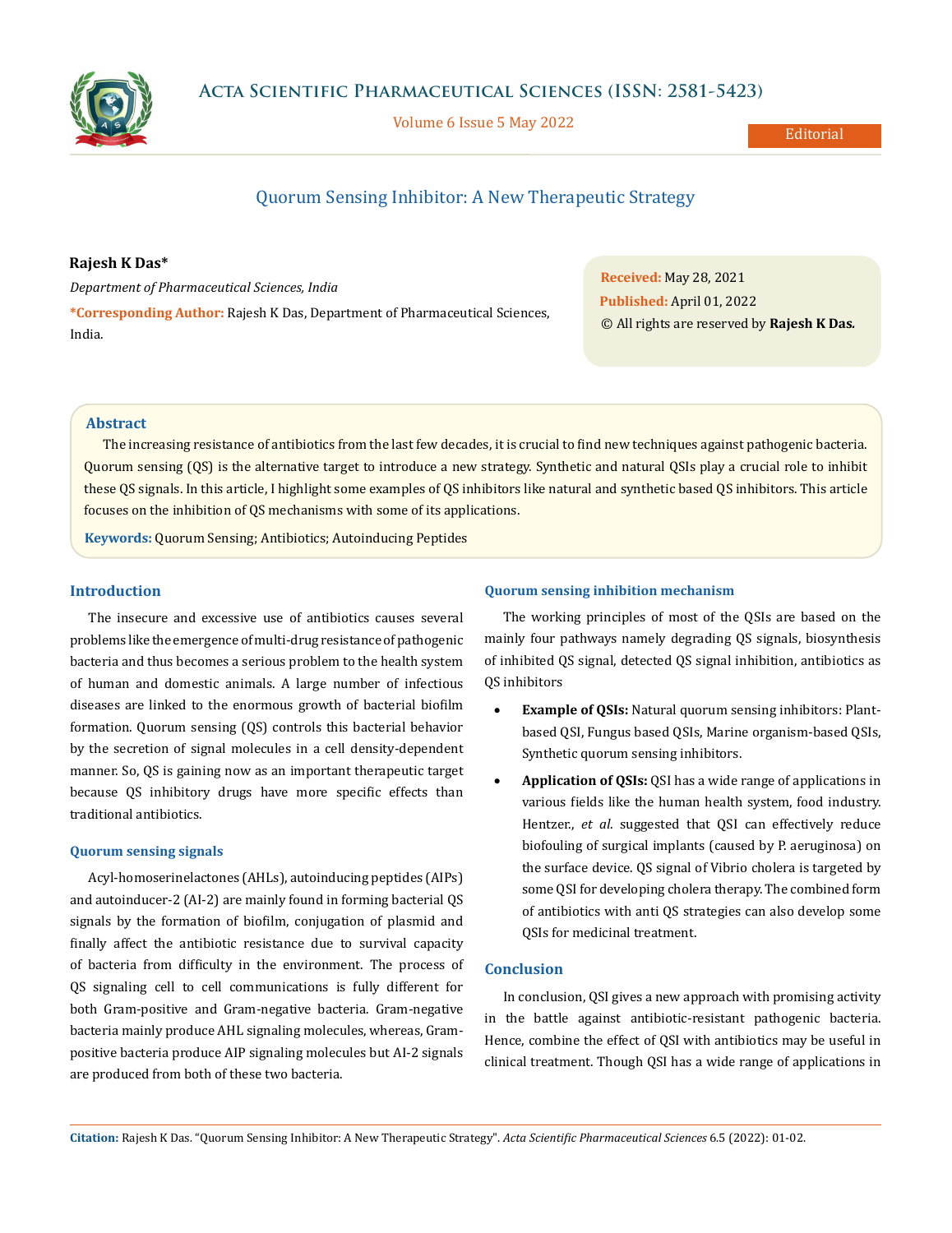# Quorum Sensing Inhibitor: A New Therapeutic Strategy

**Rajesh K Das***

*Department of Pharmaceutical Sciences, India*

**\*Corresponding Author:** Rajesh K Das, Department of Pharmaceutical Sciences, India.

**Received:** May 28, 2021
**Published:** April 01, 2022
© All rights are reserved by **Rajesh K Das.**

## Abstract

The increasing resistance of antibiotics from the last few decades, it is crucial to find new techniques against pathogenic bacteria. Quorum sensing (QS) is the alternative target to introduce a new strategy. Synthetic and natural QSIs play a crucial role to inhibit these QS signals. In this article, I highlight some examples of QS inhibitors like natural and synthetic based QS inhibitors. This article focuses on the inhibition of QS mechanisms with some of its applications.

**Keywords:** Quorum Sensing; Antibiotics; Autoinducing Peptides

## Introduction

The insecure and excessive use of antibiotics causes several problems like the emergence of multi-drug resistance of pathogenic bacteria and thus becomes a serious problem to the health system of human and domestic animals. A large number of infectious diseases are linked to the enormous growth of bacterial biofilm formation. Quorum sensing (QS) controls this bacterial behavior by the secretion of signal molecules in a cell density-dependent manner. So, QS is gaining now as an important therapeutic target because QS inhibitory drugs have more specific effects than traditional antibiotics.

### Quorum sensing signals

Acyl-homoserinelactones (AHLs), autoinducing peptides (AIPs) and autoinducer-2 (AI-2) are mainly found in forming bacterial QS signals by the formation of biofilm, conjugation of plasmid and finally affect the antibiotic resistance due to survival capacity of bacteria from difficulty in the environment. The process of QS signaling cell to cell communications is fully different for both Gram-positive and Gram-negative bacteria. Gram-negative bacteria mainly produce AHL signaling molecules, whereas, Gram-positive bacteria produce AIP signaling molecules but AI-2 signals are produced from both of these two bacteria.

### Quorum sensing inhibition mechanism

The working principles of most of the QSIs are based on the mainly four pathways namely degrading QS signals, biosynthesis of inhibited QS signal, detected QS signal inhibition, antibiotics as QS inhibitors

- **Example of QSIs:** Natural quorum sensing inhibitors: Plant-based QSI, Fungus based QSIs, Marine organism-based QSIs, Synthetic quorum sensing inhibitors.
- **Application of QSIs:** QSI has a wide range of applications in various fields like the human health system, food industry. Hentzer., *et al.* suggested that QSI can effectively reduce biofouling of surgical implants (caused by P. aeruginosa) on the surface device. QS signal of Vibrio cholera is targeted by some QSI for developing cholera therapy. The combined form of antibiotics with anti QS strategies can also develop some QSIs for medicinal treatment.

## Conclusion

In conclusion, QSI gives a new approach with promising activity in the battle against antibiotic-resistant pathogenic bacteria. Hence, combine the effect of QSI with antibiotics may be useful in clinical treatment. Though QSI has a wide range of applications in

**Citation:** Rajesh K Das. "Quorum Sensing Inhibitor: A New Therapeutic Strategy". *Acta Scientific Pharmaceutical Sciences* 6.5 (2022): 01-02.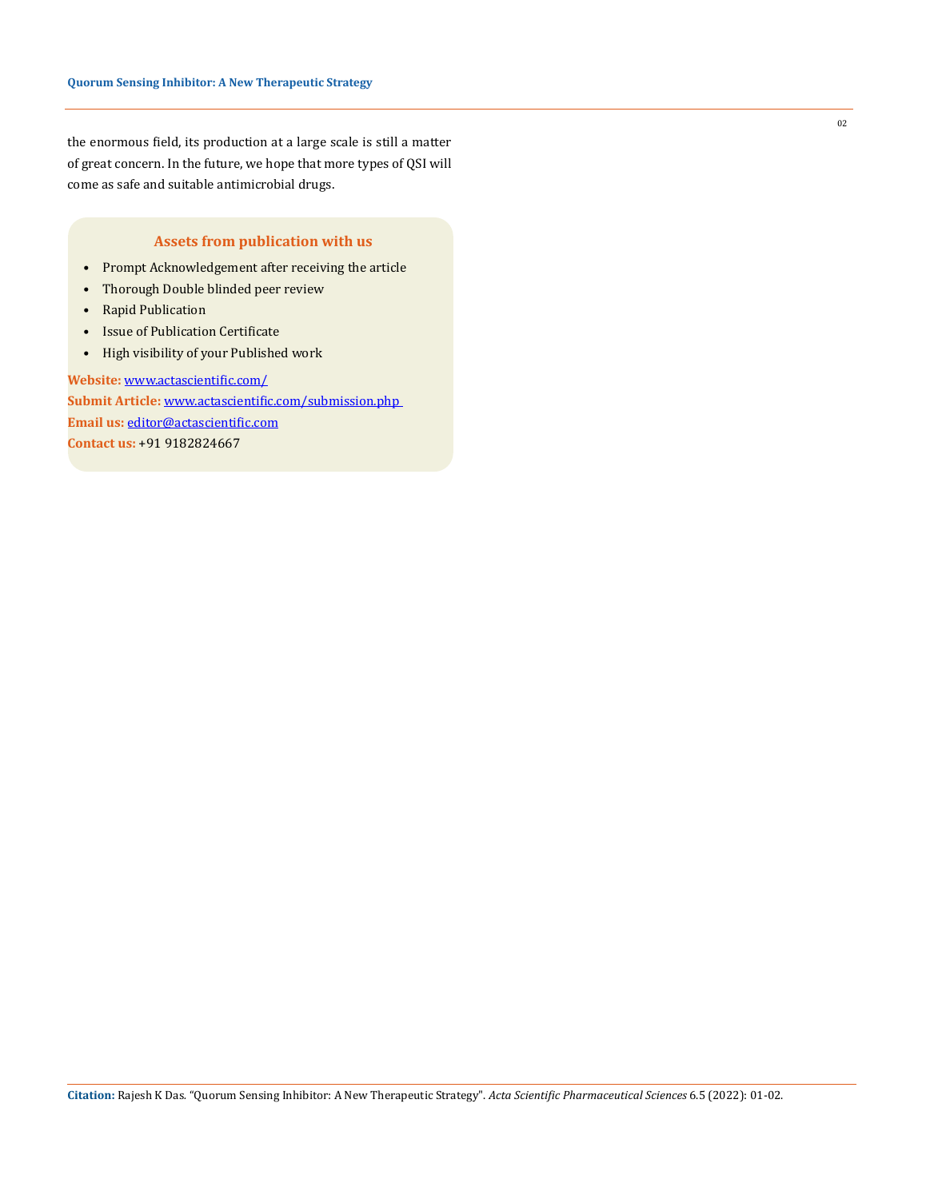the enormous field, its production at a large scale is still a matter of great concern. In the future, we hope that more types of QSI will come as safe and suitable antimicrobial drugs.

**Assets from publication with us**

- Prompt Acknowledgement after receiving the article
- Thorough Double blinded peer review
- Rapid Publication
- Issue of Publication Certificate
- High visibility of your Published work

**Website:** www.actascientific.com/
**Submit Article:** www.actascientific.com/submission.php
**Email us:** editor@actascientific.com
**Contact us:** +91 9182824667